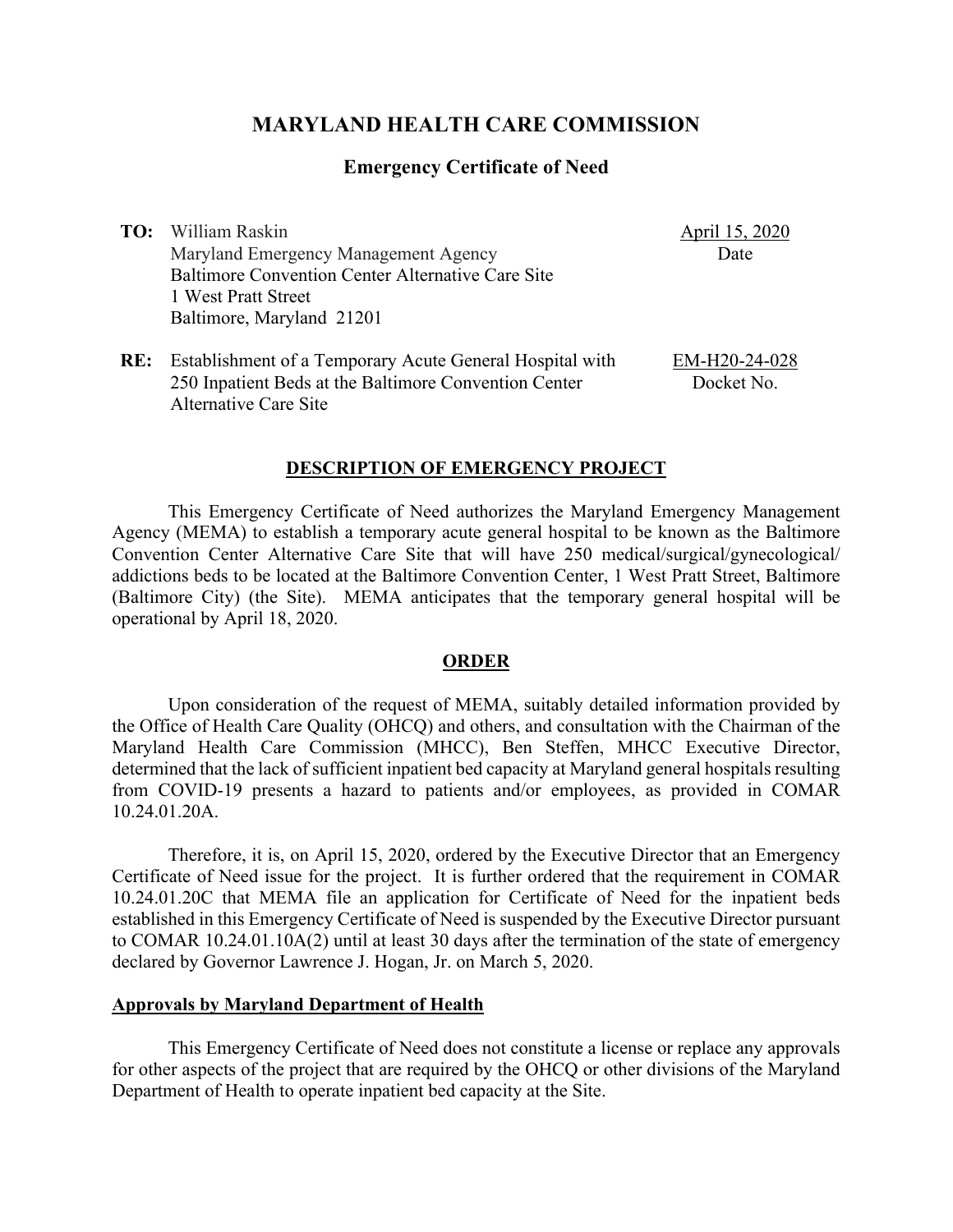# MARYLAND HEALTH CARE COMMISSION

## Emergency Certificate of Need

| | | |
|---|---|---|
| **TO:** | William Raskin<br>Maryland Emergency Management Agency<br>Baltimore Convention Center Alternative Care Site<br>1 West Pratt Street<br>Baltimore, Maryland 21201 | April 15, 2020<br>Date |
| **RE:** | Establishment of a Temporary Acute General Hospital with 250 Inpatient Beds at the Baltimore Convention Center Alternative Care Site | EM-H20-24-028<br>Docket No. |

### DESCRIPTION OF EMERGENCY PROJECT

This Emergency Certificate of Need authorizes the Maryland Emergency Management Agency (MEMA) to establish a temporary acute general hospital to be known as the Baltimore Convention Center Alternative Care Site that will have 250 medical/surgical/gynecological/addictions beds to be located at the Baltimore Convention Center, 1 West Pratt Street, Baltimore (Baltimore City) (the Site). MEMA anticipates that the temporary general hospital will be operational by April 18, 2020.

### ORDER

Upon consideration of the request of MEMA, suitably detailed information provided by the Office of Health Care Quality (OHCQ) and others, and consultation with the Chairman of the Maryland Health Care Commission (MHCC), Ben Steffen, MHCC Executive Director, determined that the lack of sufficient inpatient bed capacity at Maryland general hospitals resulting from COVID-19 presents a hazard to patients and/or employees, as provided in COMAR 10.24.01.20A.

Therefore, it is, on April 15, 2020, ordered by the Executive Director that an Emergency Certificate of Need issue for the project. It is further ordered that the requirement in COMAR 10.24.01.20C that MEMA file an application for Certificate of Need for the inpatient beds established in this Emergency Certificate of Need is suspended by the Executive Director pursuant to COMAR 10.24.01.10A(2) until at least 30 days after the termination of the state of emergency declared by Governor Lawrence J. Hogan, Jr. on March 5, 2020.

**Approvals by Maryland Department of Health**

This Emergency Certificate of Need does not constitute a license or replace any approvals for other aspects of the project that are required by the OHCQ or other divisions of the Maryland Department of Health to operate inpatient bed capacity at the Site.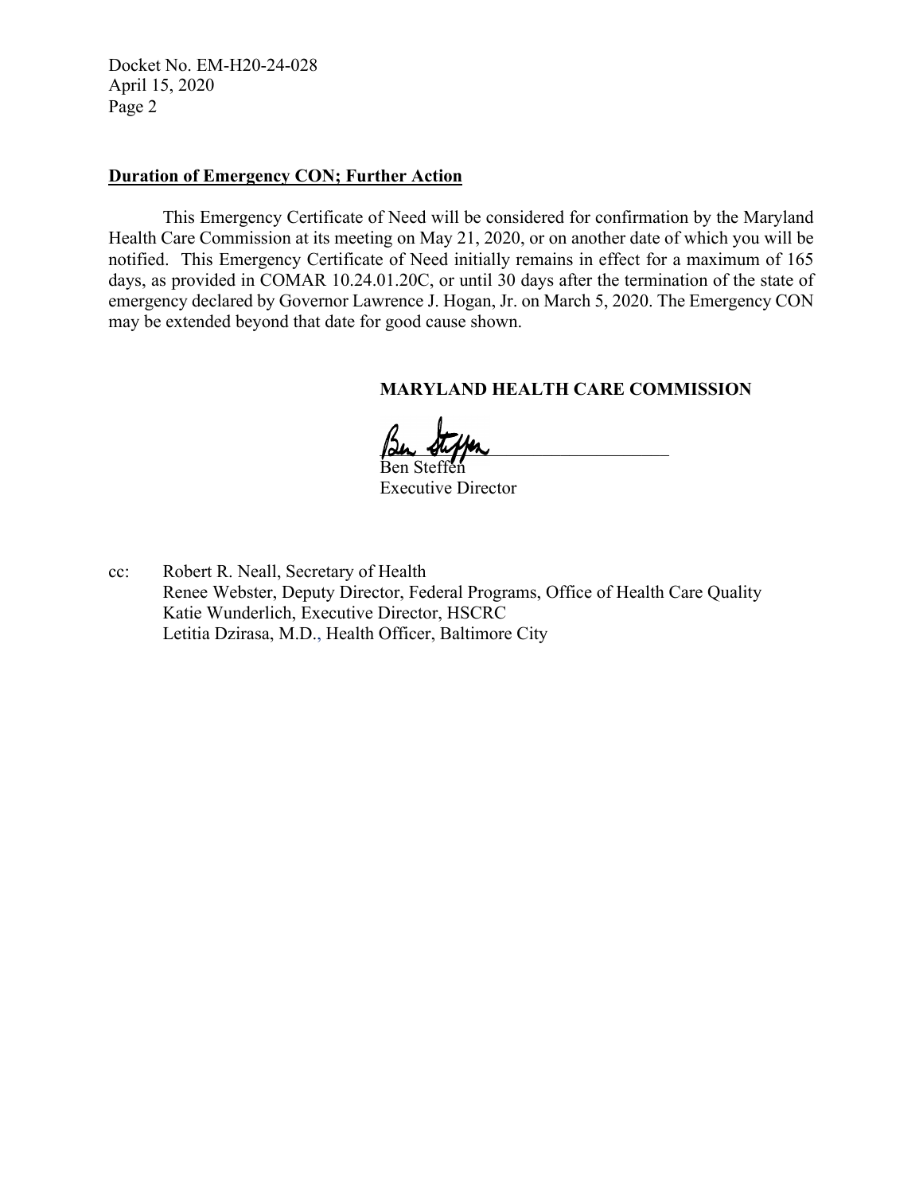**Duration of Emergency CON; Further Action**

This Emergency Certificate of Need will be considered for confirmation by the Maryland Health Care Commission at its meeting on May 21, 2020, or on another date of which you will be notified. This Emergency Certificate of Need initially remains in effect for a maximum of 165 days, as provided in COMAR 10.24.01.20C, or until 30 days after the termination of the state of emergency declared by Governor Lawrence J. Hogan, Jr. on March 5, 2020. The Emergency CON may be extended beyond that date for good cause shown.

**MARYLAND HEALTH CARE COMMISSION**

Ben Steffen
Executive Director

cc: Robert R. Neall, Secretary of Health
Renee Webster, Deputy Director, Federal Programs, Office of Health Care Quality
Katie Wunderlich, Executive Director, HSCRC
Letitia Dzirasa, M.D., Health Officer, Baltimore City